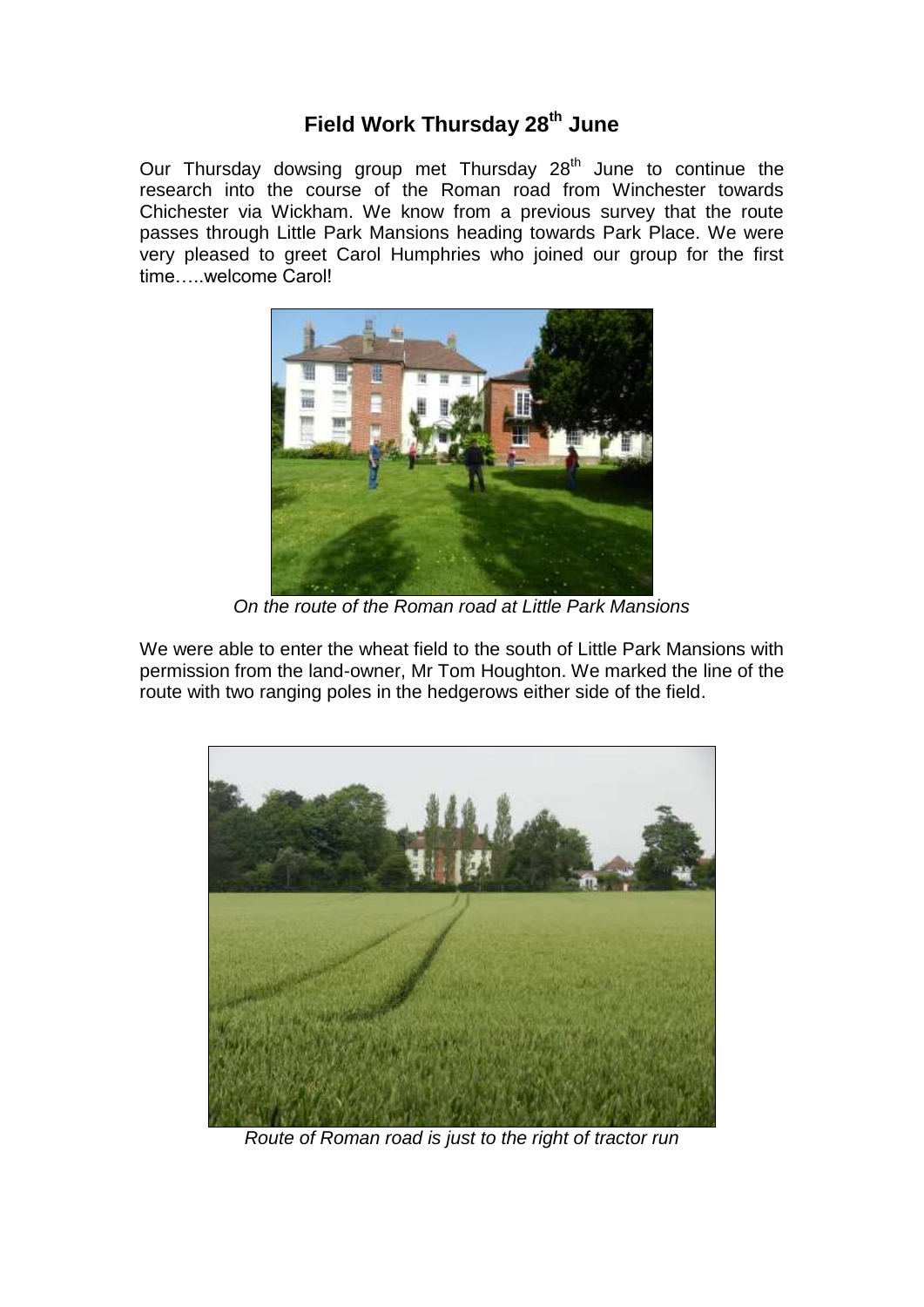# Field Work Thursday 28th June

Our Thursday dowsing group met Thursday 28th June to continue the research into the course of the Roman road from Winchester towards Chichester via Wickham. We know from a previous survey that the route passes through Little Park Mansions heading towards Park Place. We were very pleased to greet Carol Humphries who joined our group for the first time…..welcome Carol!

*On the route of the Roman road at Little Park Mansions*

We were able to enter the wheat field to the south of Little Park Mansions with permission from the land-owner, Mr Tom Houghton. We marked the line of the route with two ranging poles in the hedgerows either side of the field.

*Route of Roman road is just to the right of tractor run*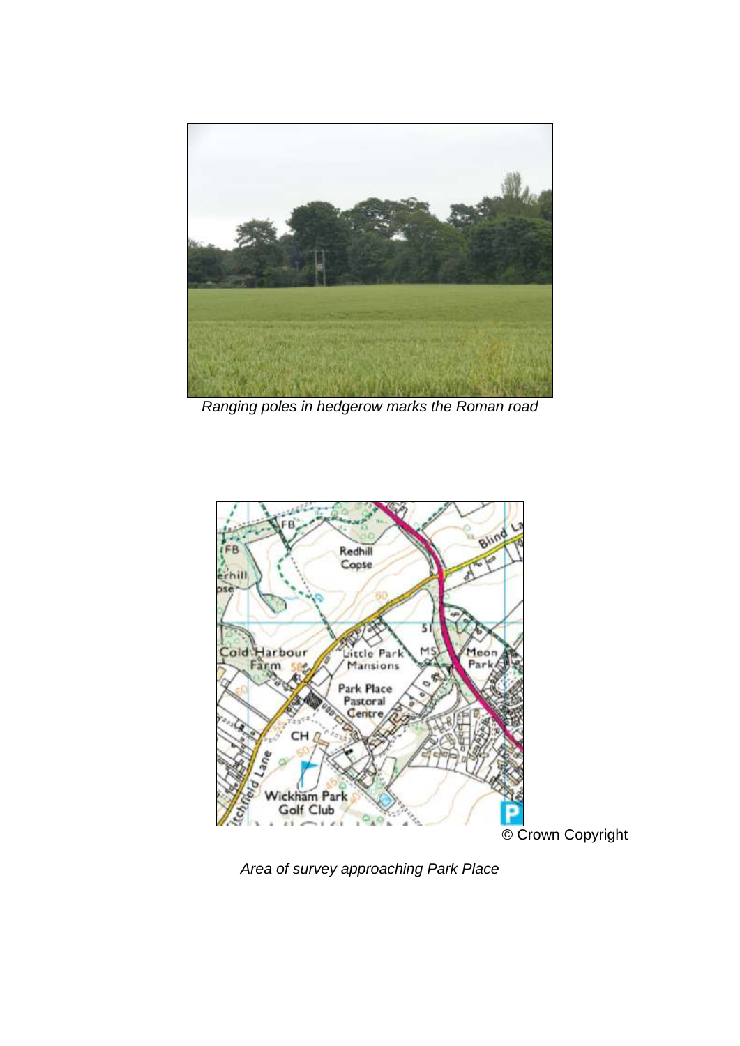*Ranging poles in hedgerow marks the Roman road*

© Crown Copyright

*Area of survey approaching Park Place*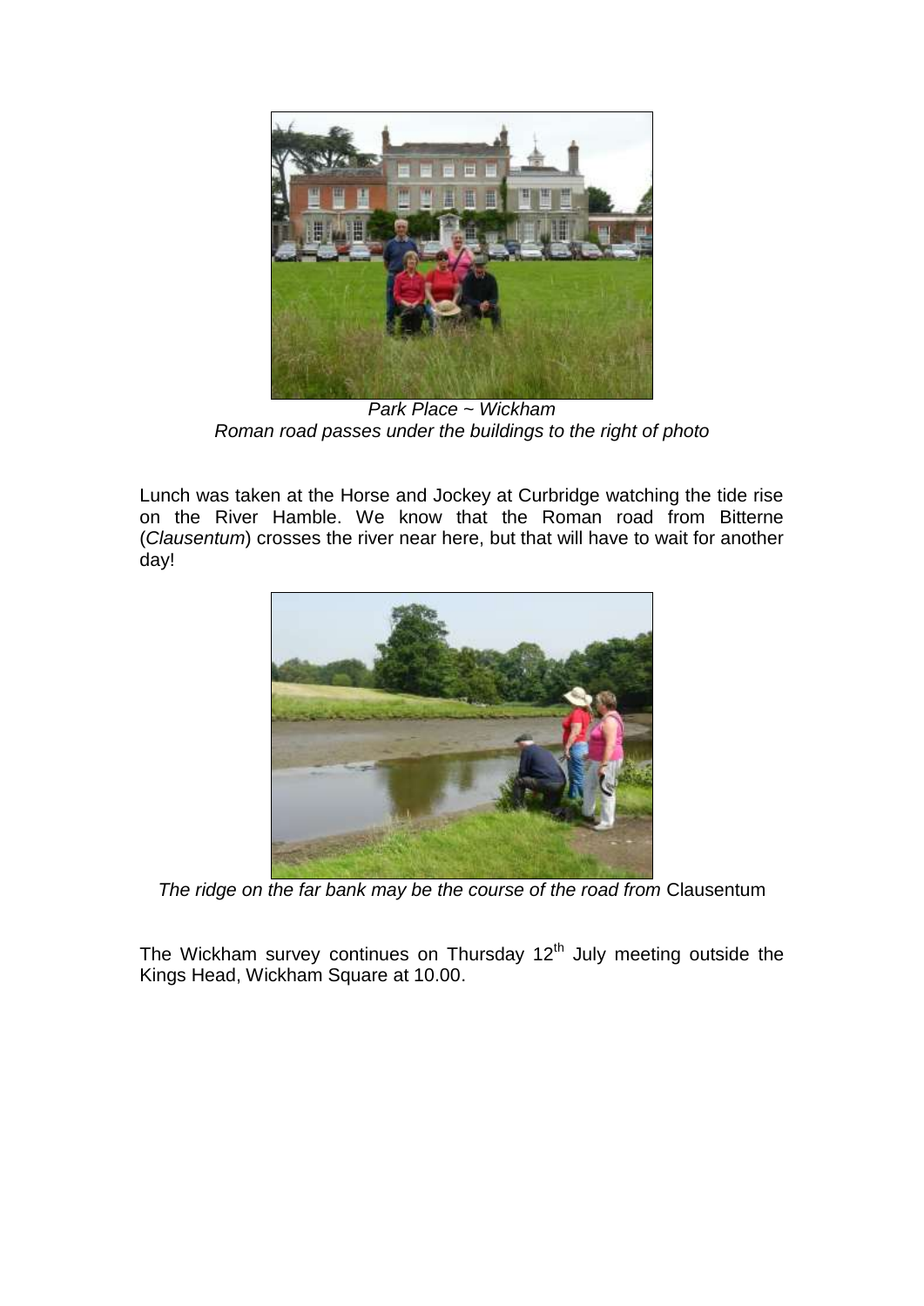*Park Place ~ Wickham*
*Roman road passes under the buildings to the right of photo*

Lunch was taken at the Horse and Jockey at Curbridge watching the tide rise on the River Hamble. We know that the Roman road from Bitterne (*Clausentum*) crosses the river near here, but that will have to wait for another day!

*The ridge on the far bank may be the course of the road from* Clausentum

The Wickham survey continues on Thursday 12th July meeting outside the Kings Head, Wickham Square at 10.00.